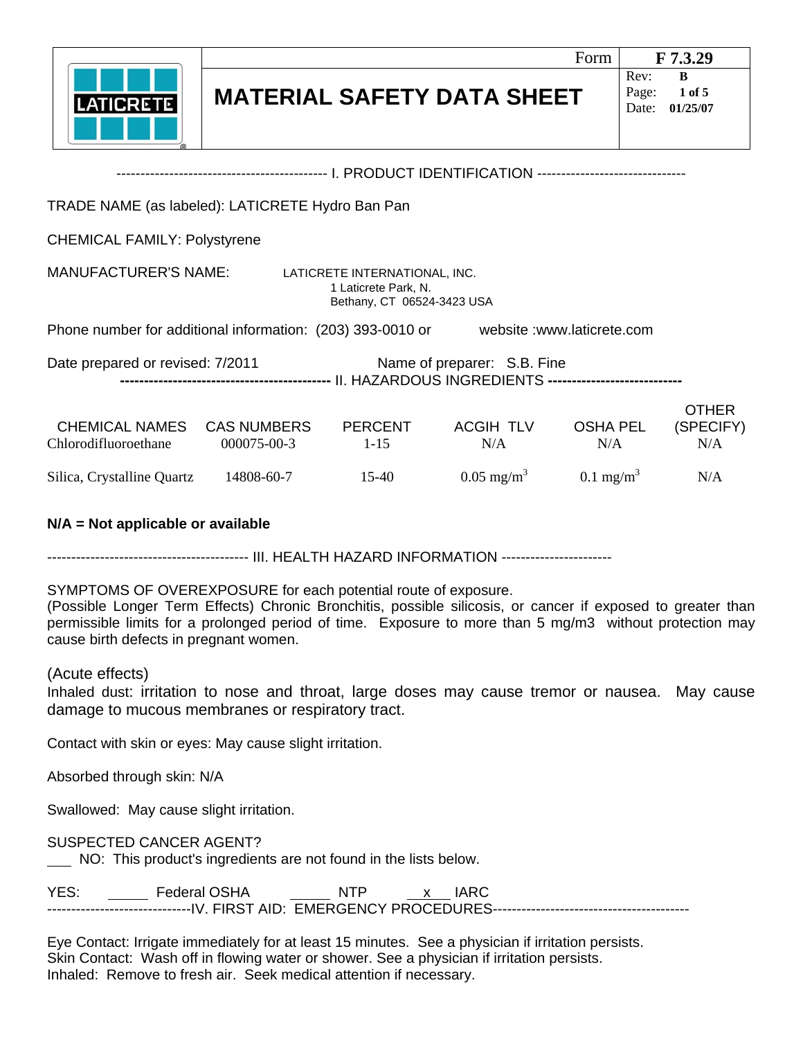| LATICERETE | MATERIAL SAFETY DATA SHEET | Form F 7.3.29 |
|---|---|---|
| | | Rev: B |
| | | Page: 1 of 5 |
| | | Date: 01/25/07 |

## I. PRODUCT IDENTIFICATION

TRADE NAME (as labeled): LATICRETE Hydro Ban Pan

CHEMICAL FAMILY: Polystyrene

MANUFACTURER'S NAME: LATICRETE INTERNATIONAL, INC.
1 Laticrete Park, N.
Bethany, CT 06524-3423 USA

Phone number for additional information: (203) 393-0010 or website :www.laticrete.com

Date prepared or revised: 7/2011 Name of preparer: S.B. Fine

## II. HAZARDOUS INGREDIENTS

| CHEMICAL NAMES | CAS NUMBERS | PERCENT | ACGIH TLV | OSHA PEL | OTHER (SPECIFY) |
|---|---|---|---|---|---|
| Chlorodifluoroethane | 000075-00-3 | 1-15 | N/A | N/A | N/A |
| Silica, Crystalline Quartz | 14808-60-7 | 15-40 | 0.05 $mg/m^3$ | 0.1 $mg/m^3$ | N/A |

**N/A = Not applicable or available**

## III. HEALTH HAZARD INFORMATION

SYMPTOMS OF OVEREXPOSURE for each potential route of exposure.
(Possible Longer Term Effects) Chronic Bronchitis, possible silicosis, or cancer if exposed to greater than permissible limits for a prolonged period of time. Exposure to more than 5 mg/m3 without protection may cause birth defects in pregnant women.

(Acute effects)
Inhaled dust: irritation to nose and throat, large doses may cause tremor or nausea. May cause damage to mucous membranes or respiratory tract.

Contact with skin or eyes: May cause slight irritation.

Absorbed through skin: N/A

Swallowed: May cause slight irritation.

SUSPECTED CANCER AGENT?
\_\_\_ NO: This product's ingredients are not found in the lists below.

YES: \_\_\_\_\_ Federal OSHA \_\_\_\_\_ NTP \_\_x\_\_ IARC

## IV. FIRST AID: EMERGENCY PROCEDURES

Eye Contact: Irrigate immediately for at least 15 minutes. See a physician if irritation persists.
Skin Contact: Wash off in flowing water or shower. See a physician if irritation persists.
Inhaled: Remove to fresh air. Seek medical attention if necessary.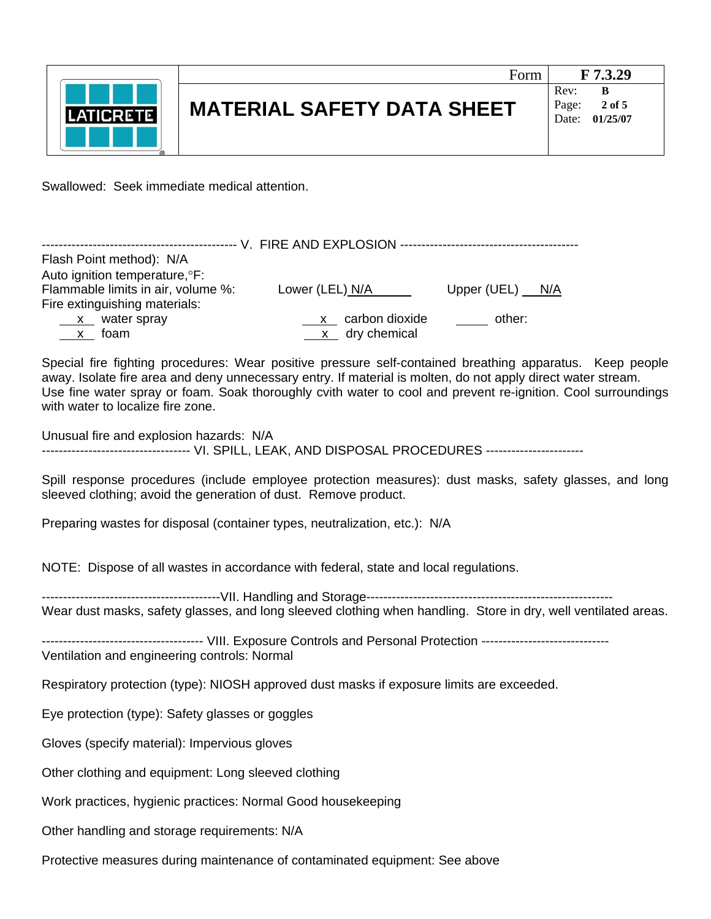Swallowed: Seek immediate medical attention.

## V. FIRE AND EXPLOSION

Flash Point method): N/A

Auto ignition temperature,°F:

Flammable limits in air, volume %: Lower (LEL) N/A Upper (UEL) N/A

Fire extinguishing materials:

| | | |
|---|---|---|
| x water spray | x carbon dioxide | other: |
| x foam | x dry chemical | |

Special fire fighting procedures: Wear positive pressure self-contained breathing apparatus. Keep people away. Isolate fire area and deny unnecessary entry. If material is molten, do not apply direct water stream. Use fine water spray or foam. Soak thoroughly cvith water to cool and prevent re-ignition. Cool surroundings with water to localize fire zone.

Unusual fire and explosion hazards: N/A

## VI. SPILL, LEAK, AND DISPOSAL PROCEDURES

Spill response procedures (include employee protection measures): dust masks, safety glasses, and long sleeved clothing; avoid the generation of dust. Remove product.

Preparing wastes for disposal (container types, neutralization, etc.): N/A

NOTE: Dispose of all wastes in accordance with federal, state and local regulations.

## VII. Handling and Storage

Wear dust masks, safety glasses, and long sleeved clothing when handling. Store in dry, well ventilated areas.

## VIII. Exposure Controls and Personal Protection

Ventilation and engineering controls: Normal

Respiratory protection (type): NIOSH approved dust masks if exposure limits are exceeded.

Eye protection (type): Safety glasses or goggles

Gloves (specify material): Impervious gloves

Other clothing and equipment: Long sleeved clothing

Work practices, hygienic practices: Normal Good housekeeping

Other handling and storage requirements: N/A

Protective measures during maintenance of contaminated equipment: See above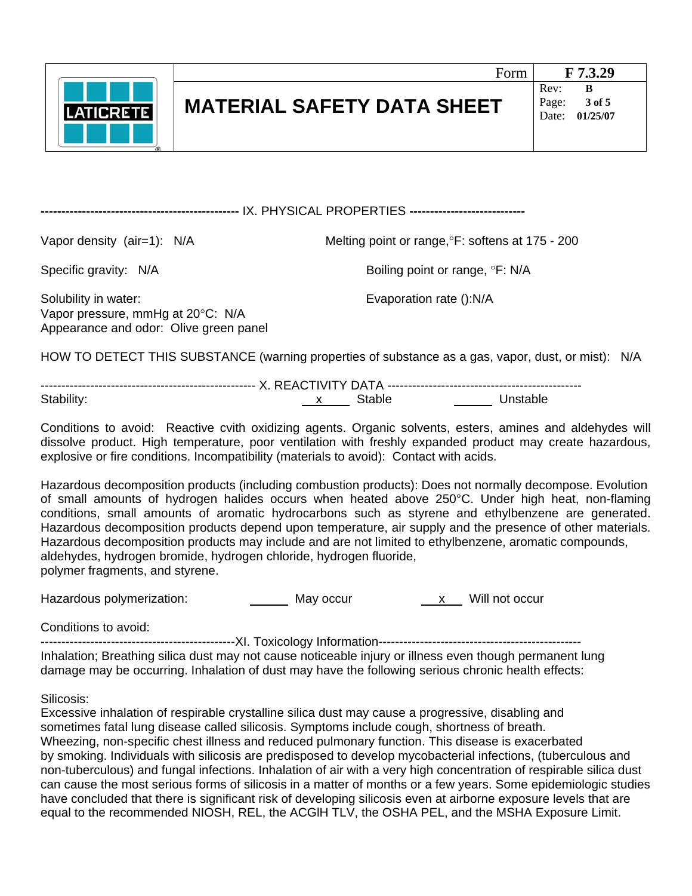## IX. PHYSICAL PROPERTIES

Vapor density (air=1): N/A

Melting point or range,°F: softens at 175 - 200

Specific gravity: N/A

Boiling point or range, °F: N/A

Solubility in water:

Evaporation rate ():N/A

Vapor pressure, mmHg at 20°C: N/A

Appearance and odor: Olive green panel

HOW TO DETECT THIS SUBSTANCE (warning properties of substance as a gas, vapor, dust, or mist): N/A

## X. REACTIVITY DATA

Stability: x Stable ___ Unstable

Conditions to avoid: Reactive cvith oxidizing agents. Organic solvents, esters, amines and aldehydes will dissolve product. High temperature, poor ventilation with freshly expanded product may create hazardous, explosive or fire conditions. Incompatibility (materials to avoid): Contact with acids.

Hazardous decomposition products (including combustion products): Does not normally decompose. Evolution of small amounts of hydrogen halides occurs when heated above 250°C. Under high heat, non-flaming conditions, small amounts of aromatic hydrocarbons such as styrene and ethylbenzene are generated. Hazardous decomposition products depend upon temperature, air supply and the presence of other materials. Hazardous decomposition products may include and are not limited to ethylbenzene, aromatic compounds, aldehydes, hydrogen bromide, hydrogen chloride, hydrogen fluoride, polymer fragments, and styrene.

Hazardous polymerization: ___ May occur x Will not occur

Conditions to avoid:

## XI. Toxicology Information

Inhalation; Breathing silica dust may not cause noticeable injury or illness even though permanent lung damage may be occurring. Inhalation of dust may have the following serious chronic health effects:

Silicosis:
Excessive inhalation of respirable crystalline silica dust may cause a progressive, disabling and sometimes fatal lung disease called silicosis. Symptoms include cough, shortness of breath. Wheezing, non-specific chest illness and reduced pulmonary function. This disease is exacerbated by smoking. Individuals with silicosis are predisposed to develop mycobacterial infections, (tuberculous and non-tuberculous) and fungal infections. Inhalation of air with a very high concentration of respirable silica dust can cause the most serious forms of silicosis in a matter of months or a few years. Some epidemiologic studies have concluded that there is significant risk of developing silicosis even at airborne exposure levels that are equal to the recommended NIOSH, REL, the ACGIH TLV, the OSHA PEL, and the MSHA Exposure Limit.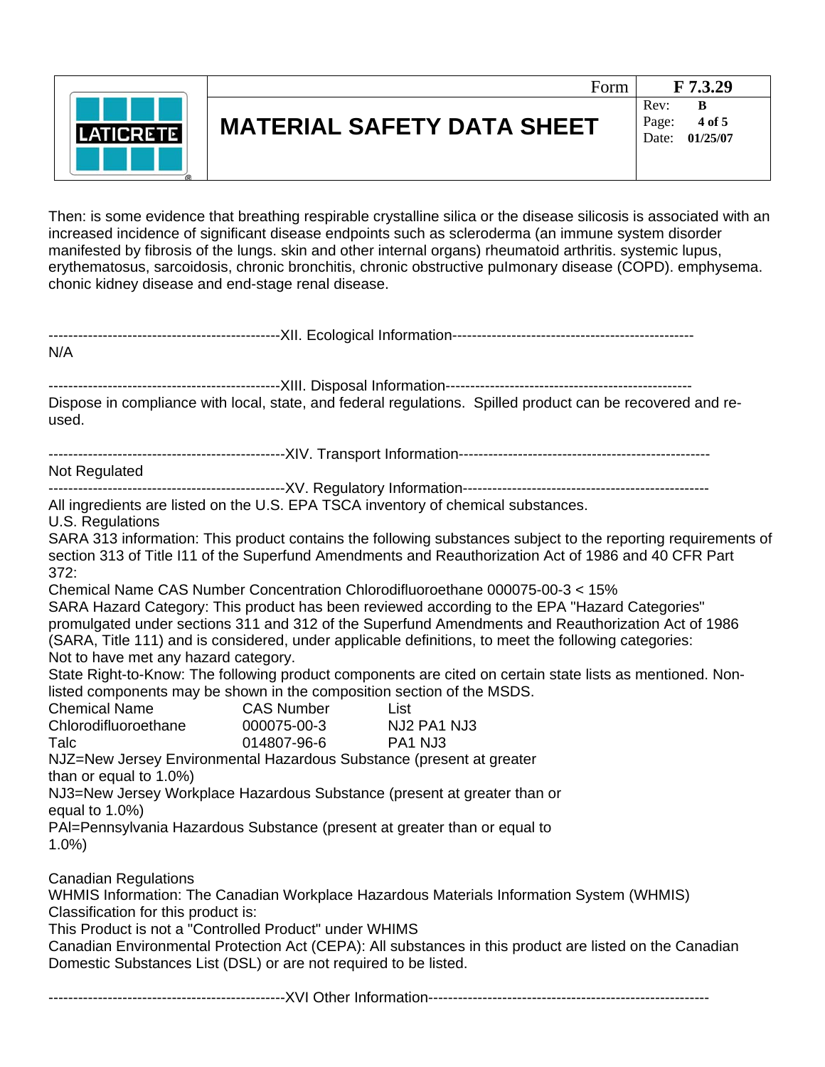Then: is some evidence that breathing respirable crystalline silica or the disease silicosis is associated with an increased incidence of significant disease endpoints such as scleroderma (an immune system disorder manifested by fibrosis of the lungs. skin and other internal organs) rheumatoid arthritis. systemic lupus, erythematosus, sarcoidosis, chronic bronchitis, chronic obstructive pulmonary disease (COPD). emphysema. chonic kidney disease and end-stage renal disease.

## XII. Ecological Information

N/A

## XIII. Disposal Information

Dispose in compliance with local, state, and federal regulations. Spilled product can be recovered and re-used.

## XIV. Transport Information

Not Regulated

## XV. Regulatory Information

All ingredients are listed on the U.S. EPA TSCA inventory of chemical substances.

U.S. Regulations

SARA 313 information: This product contains the following substances subject to the reporting requirements of section 313 of Title I11 of the Superfund Amendments and Reauthorization Act of 1986 and 40 CFR Part 372:

Chemical Name CAS Number Concentration Chlorodifluoroethane 000075-00-3 < 15%

SARA Hazard Category: This product has been reviewed according to the EPA "Hazard Categories" promulgated under sections 311 and 312 of the Superfund Amendments and Reauthorization Act of 1986 (SARA, Title 111) and is considered, under applicable definitions, to meet the following categories:

Not to have met any hazard category.

State Right-to-Know: The following product components are cited on certain state lists as mentioned. Non-listed components may be shown in the composition section of the MSDS.

| Chemical Name | CAS Number | List |
|---|---|---|
| Chlorodifluoroethane | 000075-00-3 | NJ2 PA1 NJ3 |
| Talc | 014807-96-6 | PA1 NJ3 |

NJZ=New Jersey Environmental Hazardous Substance (present at greater than or equal to 1.0%)

NJ3=New Jersey Workplace Hazardous Substance (present at greater than or equal to 1.0%)

PAl=Pennsylvania Hazardous Substance (present at greater than or equal to 1.0%)

Canadian Regulations

WHMIS Information: The Canadian Workplace Hazardous Materials Information System (WHMIS) Classification for this product is:

This Product is not a "Controlled Product" under WHIMS

Canadian Environmental Protection Act (CEPA): All substances in this product are listed on the Canadian Domestic Substances List (DSL) or are not required to be listed.

## XVI Other Information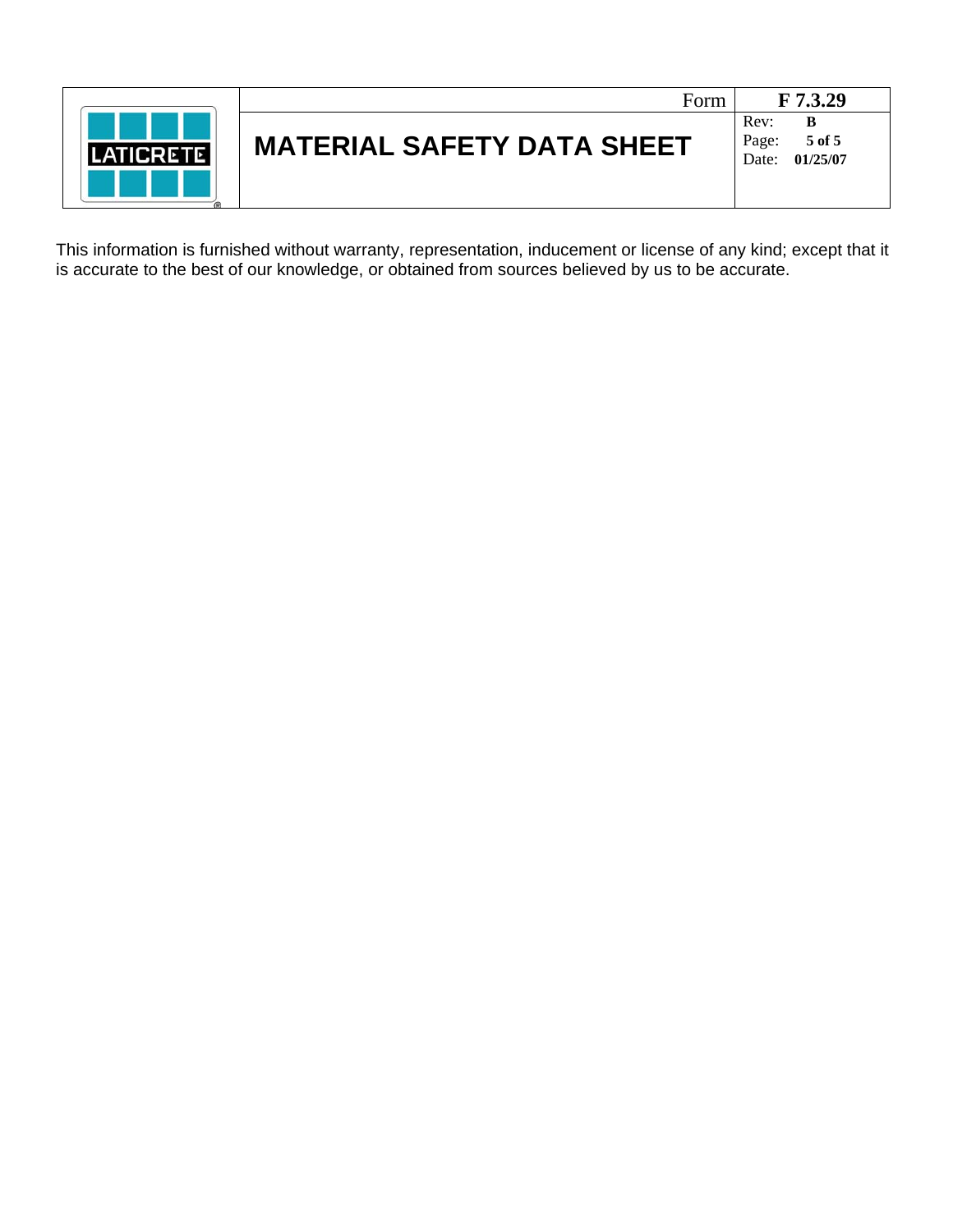This information is furnished without warranty, representation, inducement or license of any kind; except that it is accurate to the best of our knowledge, or obtained from sources believed by us to be accurate.